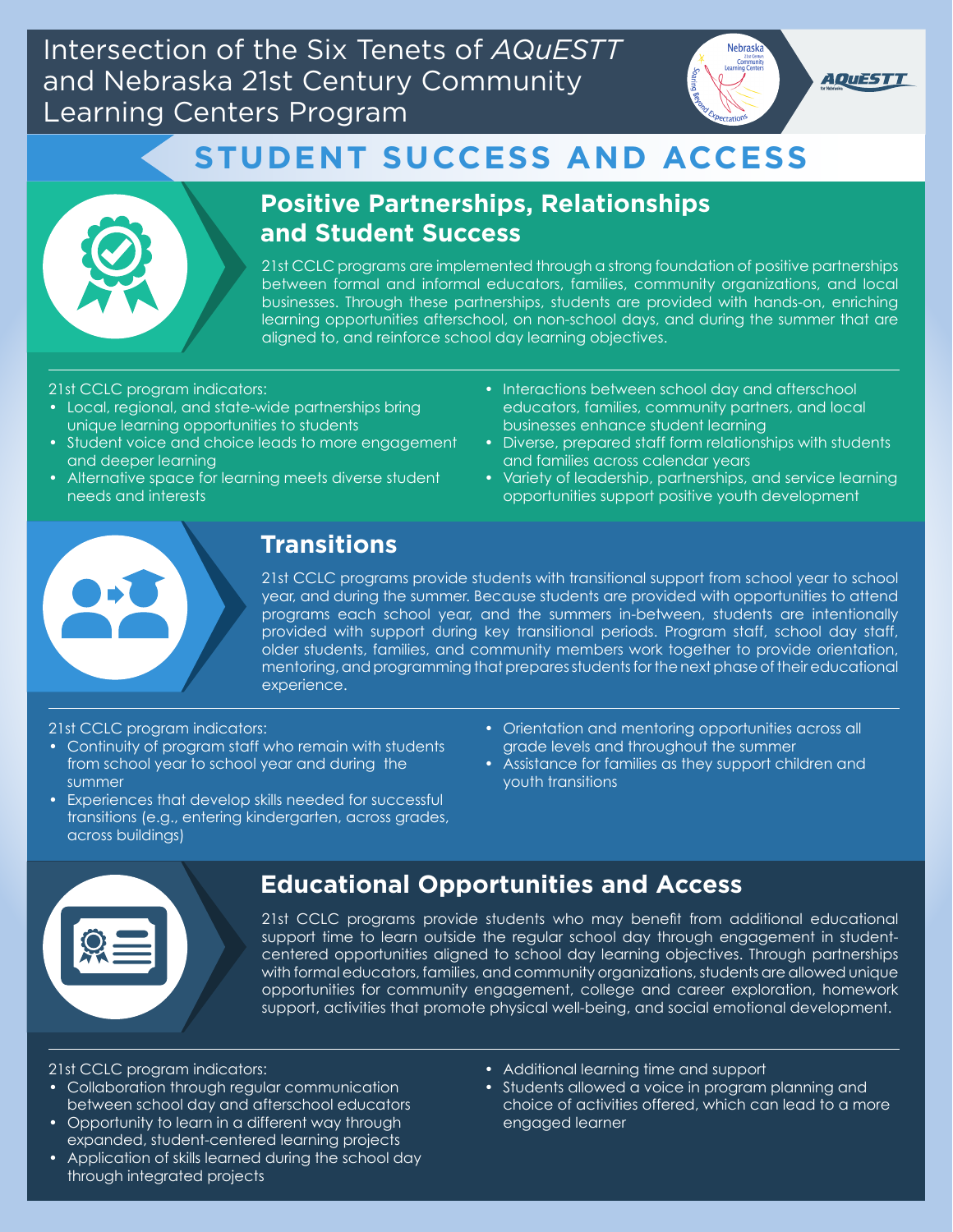# Intersection of the Six Tenets of *AQuESTT* and Nebraska 21st Century Community Learning Centers Program

## STUDENT SUCCESS AND ACCESS

### Positive Partnerships, Relationships and Student Success

21st CCLC programs are implemented through a strong foundation of positive partnerships between formal and informal educators, families, community organizations, and local businesses. Through these partnerships, students are provided with hands-on, enriching learning opportunities afterschool, on non-school days, and during the summer that are aligned to, and reinforce school day learning objectives.

21st CCLC program indicators:

- Local, regional, and state-wide partnerships bring unique learning opportunities to students
- Student voice and choice leads to more engagement and deeper learning
- Alternative space for learning meets diverse student needs and interests
- Interactions between school day and afterschool educators, families, community partners, and local businesses enhance student learning
- Diverse, prepared staff form relationships with students and families across calendar years
- Variety of leadership, partnerships, and service learning opportunities support positive youth development

### Transitions

21st CCLC programs provide students with transitional support from school year to school year, and during the summer. Because students are provided with opportunities to attend programs each school year, and the summers in-between, students are intentionally provided with support during key transitional periods. Program staff, school day staff, older students, families, and community members work together to provide orientation, mentoring, and programming that prepares students for the next phase of their educational experience.

21st CCLC program indicators:

- Continuity of program staff who remain with students from school year to school year and during the summer
- Experiences that develop skills needed for successful transitions (e.g., entering kindergarten, across grades, across buildings)
- Orientation and mentoring opportunities across all grade levels and throughout the summer
- Assistance for families as they support children and youth transitions

### Educational Opportunities and Access

21st CCLC programs provide students who may benefit from additional educational support time to learn outside the regular school day through engagement in student-centered opportunities aligned to school day learning objectives. Through partnerships with formal educators, families, and community organizations, students are allowed unique opportunities for community engagement, college and career exploration, homework support, activities that promote physical well-being, and social emotional development.

21st CCLC program indicators:

- Collaboration through regular communication between school day and afterschool educators
- Opportunity to learn in a different way through expanded, student-centered learning projects
- Application of skills learned during the school day through integrated projects
- Additional learning time and support
- Students allowed a voice in program planning and choice of activities offered, which can lead to a more engaged learner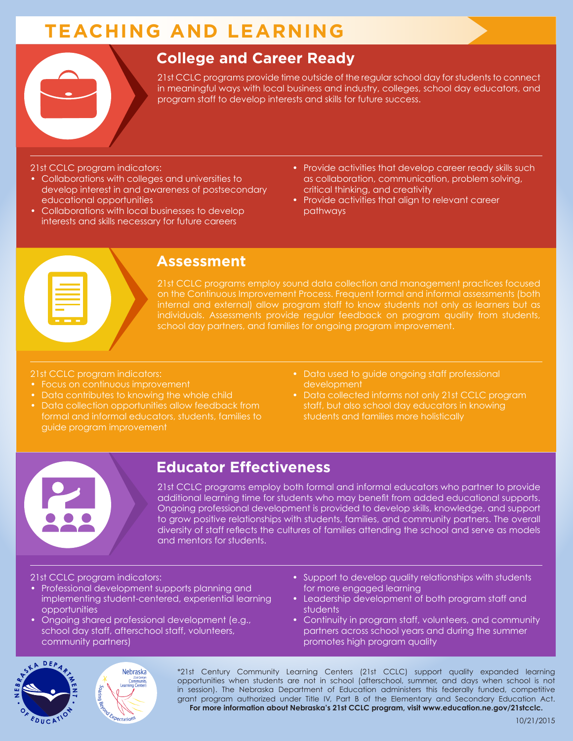# TEACHING AND LEARNING

## College and Career Ready

21st CCLC programs provide time outside of the regular school day for students to connect in meaningful ways with local business and industry, colleges, school day educators, and program staff to develop interests and skills for future success.

21st CCLC program indicators:

- Collaborations with colleges and universities to develop interest in and awareness of postsecondary educational opportunities
- Collaborations with local businesses to develop interests and skills necessary for future careers
- Provide activities that develop career ready skills such as collaboration, communication, problem solving, critical thinking, and creativity
- Provide activities that align to relevant career pathways

## Assessment

21st CCLC programs employ sound data collection and management practices focused on the Continuous Improvement Process. Frequent formal and informal assessments (both internal and external) allow program staff to know students not only as learners but as individuals. Assessments provide regular feedback on program quality from students, school day partners, and families for ongoing program improvement.

21st CCLC program indicators:

- Focus on continuous improvement
- Data contributes to knowing the whole child
- Data collection opportunities allow feedback from formal and informal educators, students, families to guide program improvement
- Data used to guide ongoing staff professional development
- Data collected informs not only 21st CCLC program staff, but also school day educators in knowing students and families more holistically

## Educator Effectiveness

21st CCLC programs employ both formal and informal educators who partner to provide additional learning time for students who may benefit from added educational supports. Ongoing professional development is provided to develop skills, knowledge, and support to grow positive relationships with students, families, and community partners. The overall diversity of staff reflects the cultures of families attending the school and serve as models and mentors for students.

21st CCLC program indicators:

- Professional development supports planning and implementing student-centered, experiential learning opportunities
- Ongoing shared professional development (e.g., school day staff, afterschool staff, volunteers, community partners)
- Support to develop quality relationships with students for more engaged learning
- Leadership development of both program staff and students
- Continuity in program staff, volunteers, and community partners across school years and during the summer promotes high program quality

*21st Century Community Learning Centers (21st CCLC) support quality expanded learning opportunities when students are not in school (afterschool, summer, and days when school is not in session). The Nebraska Department of Education administers this federally funded, competitive grant program authorized under Title IV, Part B of the Elementary and Secondary Education Act.
**For more information about Nebraska's 21st CCLC program, visit www.education.ne.gov/21stcclc.**

10/21/2015